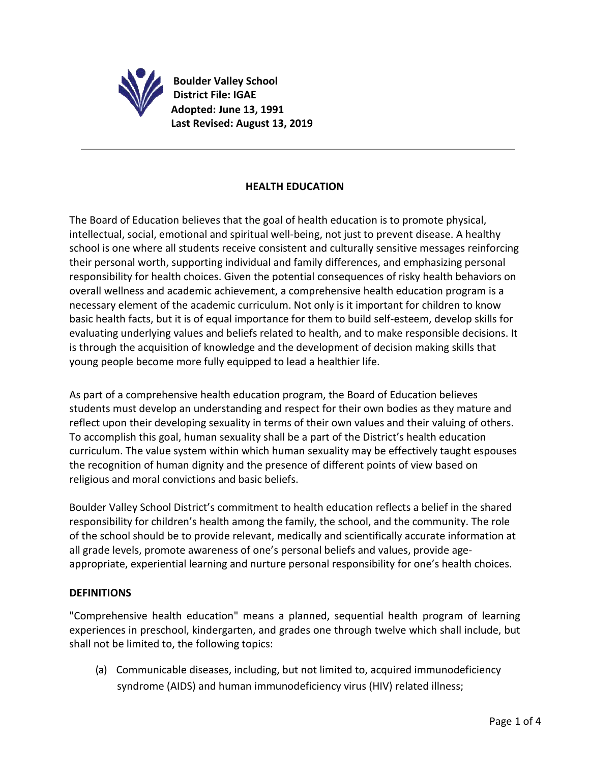**Boulder Valley School District File: IGAE**
**Adopted: June 13, 1991**
**Last Revised: August 13, 2019**

---

## HEALTH EDUCATION

The Board of Education believes that the goal of health education is to promote physical, intellectual, social, emotional and spiritual well-being, not just to prevent disease. A healthy school is one where all students receive consistent and culturally sensitive messages reinforcing their personal worth, supporting individual and family differences, and emphasizing personal responsibility for health choices. Given the potential consequences of risky health behaviors on overall wellness and academic achievement, a comprehensive health education program is a necessary element of the academic curriculum. Not only is it important for children to know basic health facts, but it is of equal importance for them to build self-esteem, develop skills for evaluating underlying values and beliefs related to health, and to make responsible decisions. It is through the acquisition of knowledge and the development of decision making skills that young people become more fully equipped to lead a healthier life.

As part of a comprehensive health education program, the Board of Education believes students must develop an understanding and respect for their own bodies as they mature and reflect upon their developing sexuality in terms of their own values and their valuing of others. To accomplish this goal, human sexuality shall be a part of the District's health education curriculum. The value system within which human sexuality may be effectively taught espouses the recognition of human dignity and the presence of different points of view based on religious and moral convictions and basic beliefs.

Boulder Valley School District's commitment to health education reflects a belief in the shared responsibility for children's health among the family, the school, and the community. The role of the school should be to provide relevant, medically and scientifically accurate information at all grade levels, promote awareness of one's personal beliefs and values, provide age-appropriate, experiential learning and nurture personal responsibility for one's health choices.

### DEFINITIONS

"Comprehensive health education" means a planned, sequential health program of learning experiences in preschool, kindergarten, and grades one through twelve which shall include, but shall not be limited to, the following topics:

(a) Communicable diseases, including, but not limited to, acquired immunodeficiency syndrome (AIDS) and human immunodeficiency virus (HIV) related illness;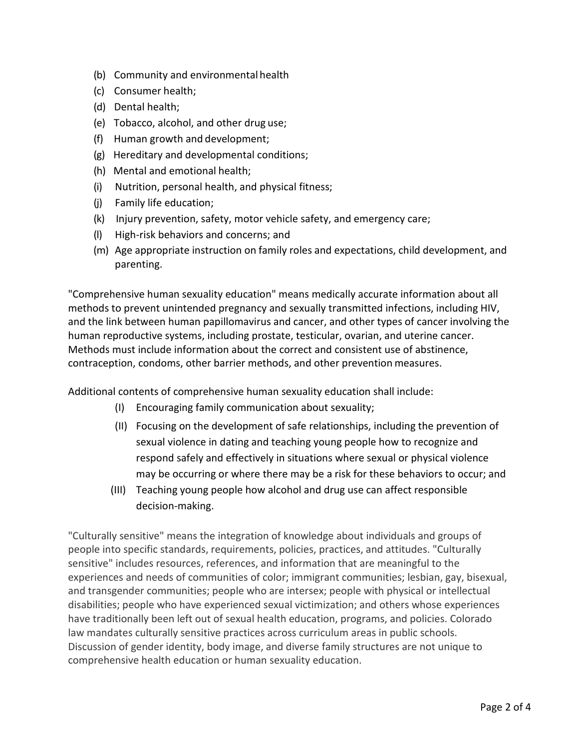(b) Community and environmental health
(c) Consumer health;
(d) Dental health;
(e) Tobacco, alcohol, and other drug use;
(f) Human growth and development;
(g) Hereditary and developmental conditions;
(h) Mental and emotional health;
(i) Nutrition, personal health, and physical fitness;
(j) Family life education;
(k) Injury prevention, safety, motor vehicle safety, and emergency care;
(l) High-risk behaviors and concerns; and
(m) Age appropriate instruction on family roles and expectations, child development, and parenting.

"Comprehensive human sexuality education" means medically accurate information about all methods to prevent unintended pregnancy and sexually transmitted infections, including HIV, and the link between human papillomavirus and cancer, and other types of cancer involving the human reproductive systems, including prostate, testicular, ovarian, and uterine cancer. Methods must include information about the correct and consistent use of abstinence, contraception, condoms, other barrier methods, and other prevention measures.

Additional contents of comprehensive human sexuality education shall include:

(I) Encouraging family communication about sexuality;

(II) Focusing on the development of safe relationships, including the prevention of sexual violence in dating and teaching young people how to recognize and respond safely and effectively in situations where sexual or physical violence may be occurring or where there may be a risk for these behaviors to occur; and

(III) Teaching young people how alcohol and drug use can affect responsible decision-making.

"Culturally sensitive" means the integration of knowledge about individuals and groups of people into specific standards, requirements, policies, practices, and attitudes. "Culturally sensitive" includes resources, references, and information that are meaningful to the experiences and needs of communities of color; immigrant communities; lesbian, gay, bisexual, and transgender communities; people who are intersex; people with physical or intellectual disabilities; people who have experienced sexual victimization; and others whose experiences have traditionally been left out of sexual health education, programs, and policies. Colorado law mandates culturally sensitive practices across curriculum areas in public schools. Discussion of gender identity, body image, and diverse family structures are not unique to comprehensive health education or human sexuality education.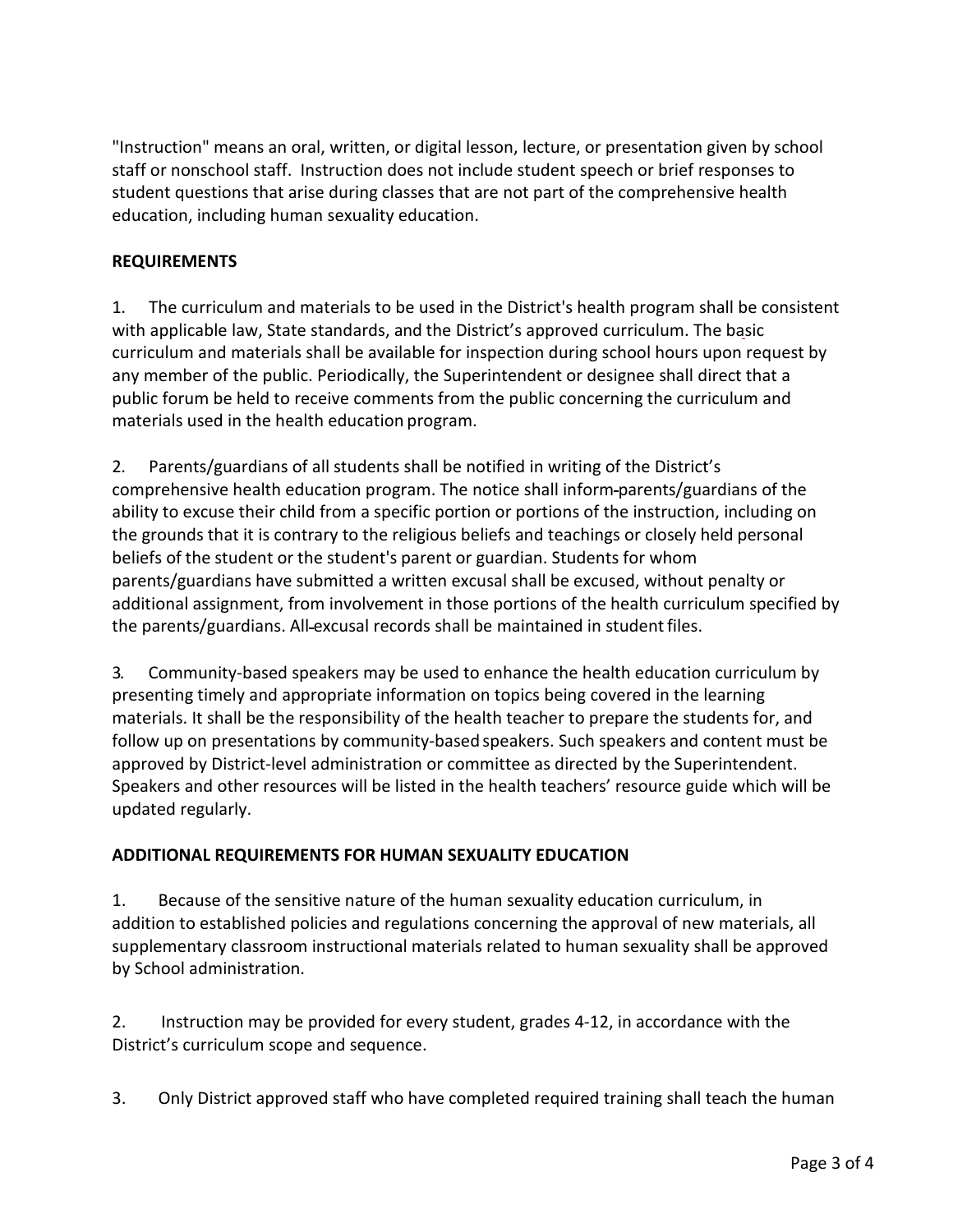"Instruction" means an oral, written, or digital lesson, lecture, or presentation given by school staff or nonschool staff. Instruction does not include student speech or brief responses to student questions that arise during classes that are not part of the comprehensive health education, including human sexuality education.

**REQUIREMENTS**

1. The curriculum and materials to be used in the District's health program shall be consistent with applicable law, State standards, and the District's approved curriculum. The basic curriculum and materials shall be available for inspection during school hours upon request by any member of the public. Periodically, the Superintendent or designee shall direct that a public forum be held to receive comments from the public concerning the curriculum and materials used in the health education program.

2. Parents/guardians of all students shall be notified in writing of the District's comprehensive health education program. The notice shall inform parents/guardians of the ability to excuse their child from a specific portion or portions of the instruction, including on the grounds that it is contrary to the religious beliefs and teachings or closely held personal beliefs of the student or the student's parent or guardian. Students for whom parents/guardians have submitted a written excusal shall be excused, without penalty or additional assignment, from involvement in those portions of the health curriculum specified by the parents/guardians. All excusal records shall be maintained in student files.

3. Community-based speakers may be used to enhance the health education curriculum by presenting timely and appropriate information on topics being covered in the learning materials. It shall be the responsibility of the health teacher to prepare the students for, and follow up on presentations by community-based speakers. Such speakers and content must be approved by District-level administration or committee as directed by the Superintendent. Speakers and other resources will be listed in the health teachers' resource guide which will be updated regularly.

**ADDITIONAL REQUIREMENTS FOR HUMAN SEXUALITY EDUCATION**

1. Because of the sensitive nature of the human sexuality education curriculum, in addition to established policies and regulations concerning the approval of new materials, all supplementary classroom instructional materials related to human sexuality shall be approved by School administration.

2. Instruction may be provided for every student, grades 4-12, in accordance with the District's curriculum scope and sequence.

3. Only District approved staff who have completed required training shall teach the human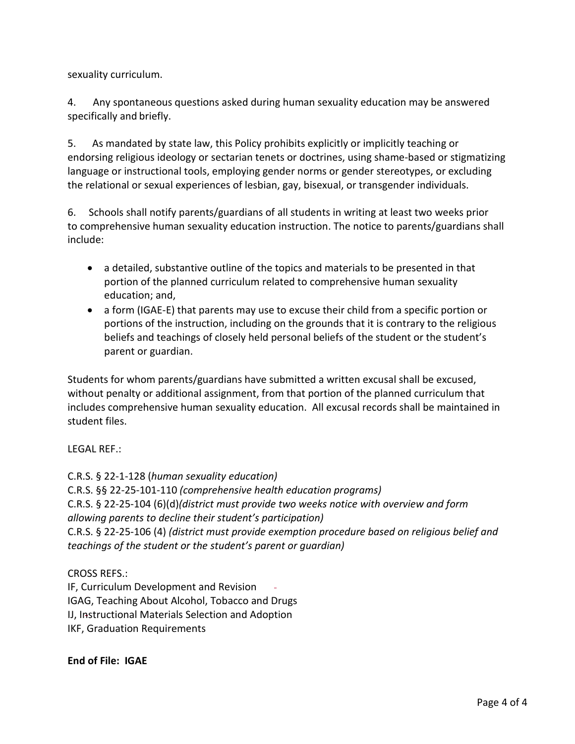sexuality curriculum.

4. Any spontaneous questions asked during human sexuality education may be answered specifically and briefly.

5. As mandated by state law, this Policy prohibits explicitly or implicitly teaching or endorsing religious ideology or sectarian tenets or doctrines, using shame-based or stigmatizing language or instructional tools, employing gender norms or gender stereotypes, or excluding the relational or sexual experiences of lesbian, gay, bisexual, or transgender individuals.

6. Schools shall notify parents/guardians of all students in writing at least two weeks prior to comprehensive human sexuality education instruction. The notice to parents/guardians shall include:

- a detailed, substantive outline of the topics and materials to be presented in that portion of the planned curriculum related to comprehensive human sexuality education; and,
- a form (IGAE-E) that parents may use to excuse their child from a specific portion or portions of the instruction, including on the grounds that it is contrary to the religious beliefs and teachings of closely held personal beliefs of the student or the student's parent or guardian.

Students for whom parents/guardians have submitted a written excusal shall be excused, without penalty or additional assignment, from that portion of the planned curriculum that includes comprehensive human sexuality education. All excusal records shall be maintained in student files.

LEGAL REF.:

C.R.S. § 22-1-128 (*human sexuality education)*
C.R.S. §§ 22-25-101-110 *(comprehensive health education programs)*
C.R.S. § 22-25-104 (6)(d)*(district must provide two weeks notice with overview and form allowing parents to decline their student's participation)*
C.R.S. § 22-25-106 (4) *(district must provide exemption procedure based on religious belief and teachings of the student or the student's parent or guardian)*

CROSS REFS.:
IF, Curriculum Development and Revision
IGAG, Teaching About Alcohol, Tobacco and Drugs
IJ, Instructional Materials Selection and Adoption
IKF, Graduation Requirements

**End of File: IGAE**